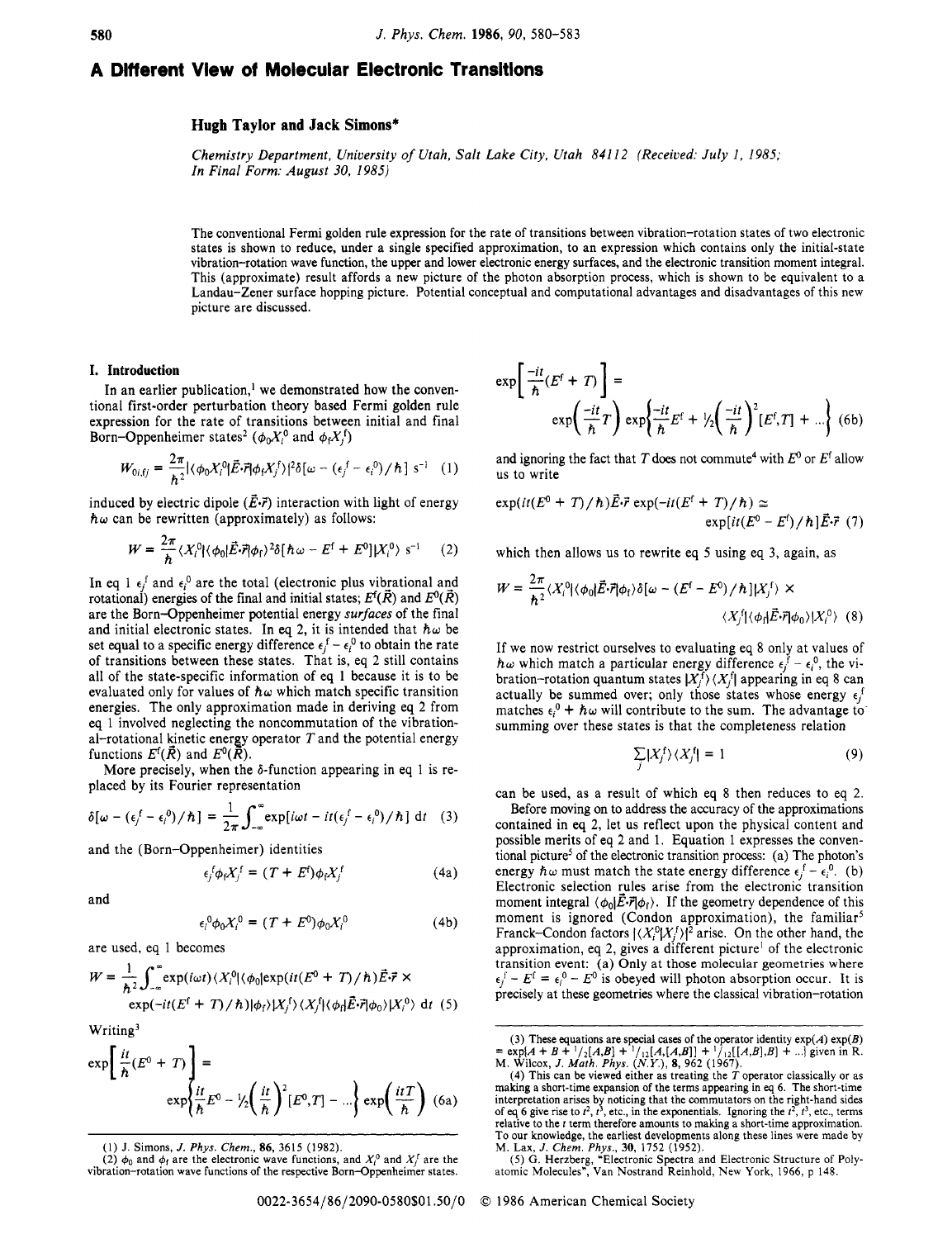# A Different View of Molecular Electronic Transitions

**Hugh Taylor and Jack Simons***

*Chemistry Department, University of Utah, Salt Lake City, Utah 84112 (Received: July 1, 1985; In Final Form: August 30, 1985)*

The conventional Fermi golden rule expression for the rate of transitions between vibration–rotation states of two electronic states is shown to reduce, under a single specified approximation, to an expression which contains only the initial-state vibration–rotation wave function, the upper and lower electronic energy surfaces, and the electronic transition moment integral. This (approximate) result affords a new picture of the photon absorption process, which is shown to be equivalent to a Landau–Zener surface hopping picture. Potential conceptual and computational advantages and disadvantages of this new picture are discussed.

## I. Introduction

In an earlier publication,[1] we demonstrated how the conventional first-order perturbation theory based Fermi golden rule expression for the rate of transitions between initial and final Born–Oppenheimer states[2] ($\phi_0 X_i^0$ and $\phi_f X_j^f$)

$$W_{0i,fj} = \frac{2\pi}{\hbar^2} |\langle \phi_0 X_i^0 | \vec{E}\cdot\vec{r} | \phi_f X_j^f \rangle|^2 \delta[\omega - (\epsilon_j^f - \epsilon_i^0)/\hbar] \text{ s}^{-1} \quad (1)$$

induced by electric dipole ($\vec{E}\cdot\vec{r}$) interaction with light of energy $\hbar\omega$ can be rewritten (approximately) as follows:

$$W = \frac{2\pi}{\hbar} \langle X_i^0 | \langle \phi_0 | \vec{E}\cdot\vec{r} | \phi_f \rangle^2 \delta[\hbar\omega - E^f + E^0] | X_i^0 \rangle \text{ s}^{-1} \quad (2)$$

In eq 1 $\epsilon_j^f$ and $\epsilon_i^0$ are the total (electronic plus vibrational and rotational) energies of the final and initial states; $E^f(\vec{R})$ and $E^0(\vec{R})$ are the Born–Oppenheimer potential energy *surfaces* of the final and initial electronic states. In eq 2, it is intended that $\hbar\omega$ be set equal to a specific energy difference $\epsilon_j^f - \epsilon_i^0$ to obtain the rate of transitions between these states. That is, eq 2 still contains all of the state-specific information of eq 1 because it is to be evaluated only for values of $\hbar\omega$ which match specific transition energies. The only approximation made in deriving eq 2 from eq 1 involved neglecting the noncommutation of the vibrational-rotational kinetic energy operator $T$ and the potential energy functions $E^f(\vec{R})$ and $E^0(\vec{R})$.

More precisely, when the $\delta$-function appearing in eq 1 is replaced by its Fourier representation

$$\delta[\omega - (\epsilon_j^f - \epsilon_i^0)/\hbar] = \frac{1}{2\pi} \int_{-\infty}^{\infty} \exp[i\omega t - it(\epsilon_j^f - \epsilon_i^0)/\hbar] \, dt \quad (3)$$

and the (Born–Oppenheimer) identities

$$\epsilon_j^f \phi_f X_j^f = (T + E^f) \phi_f X_j^f \quad (4a)$$

and

$$\epsilon_i^0 \phi_0 X_i^0 = (T + E^0) \phi_0 X_i^0 \quad (4b)$$

are used, eq 1 becomes

$$W = \frac{1}{\hbar^2} \int_{-\infty}^{\infty} \exp(i\omega t) \langle X_i^0 | \langle \phi_0 | \exp(it(E^0 + T)/\hbar) \vec{E}\cdot\vec{r} \times \exp(-it(E^f + T)/\hbar) | \phi_f \rangle | X_j^f \rangle \langle X_j^f | \langle \phi_f | \vec{E}\cdot\vec{r} | \phi_0 \rangle | X_i^0 \rangle \, dt \quad (5)$$

Writing[3]

$$\exp\left[\frac{it}{\hbar}(E^0 + T)\right] = \exp\left\{\frac{it}{\hbar}E^0 - \frac{1}{2}\left(\frac{it}{\hbar}\right)^2 [E^0, T] - \ldots\right\} \exp\left(\frac{itT}{\hbar}\right) \quad (6a)$$

$$\exp\left[\frac{-it}{\hbar}(E^f + T)\right] = \exp\left(\frac{-it}{\hbar}T\right) \exp\left\{\frac{-it}{\hbar}E^f + \frac{1}{2}\left(\frac{-it}{\hbar}\right)^2 [E^f, T] + \ldots\right\} \quad (6b)$$

and ignoring the fact that $T$ does not commute[4] with $E^0$ or $E^f$ allow us to write

$$\exp(it(E^0 + T)/\hbar) \vec{E}\cdot\vec{r} \exp(-it(E^f + T)/\hbar) \simeq \exp[it(E^0 - E^f)/\hbar] \vec{E}\cdot\vec{r} \quad (7)$$

which then allows us to rewrite eq 5 using eq 3, again, as

$$W = \frac{2\pi}{\hbar^2} \langle X_i^0 | \langle \phi_0 | \vec{E}\cdot\vec{r} | \phi_f \rangle \delta[\omega - (E^f - E^0)/\hbar] | X_j^f \rangle \times \langle X_j^f | \langle \phi_f | \vec{E}\cdot\vec{r} | \phi_0 \rangle | X_i^0 \rangle \quad (8)$$

If we now restrict ourselves to evaluating eq 8 only at values of $\hbar\omega$ which match a particular energy difference $\epsilon_j^f - \epsilon_i^0$, the vibration–rotation quantum states $|X_j^f\rangle\langle X_j^f|$ appearing in eq 8 can actually be summed over; only those states whose energy $\epsilon_j^f$ matches $\epsilon_i^0 + \hbar\omega$ will contribute to the sum. The advantage to summing over these states is that the completeness relation

$$\sum_j |X_j^f\rangle\langle X_j^f| = 1 \quad (9)$$

can be used, as a result of which eq 8 then reduces to eq 2.

Before moving on to address the accuracy of the approximations contained in eq 2, let us reflect upon the physical content and possible merits of eq 2 and 1. Equation 1 expresses the conventional picture[5] of the electronic transition process: (a) The photon's energy $\hbar\omega$ must match the state energy difference $\epsilon_j^f - \epsilon_i^0$. (b) Electronic selection rules arise from the electronic transition moment integral $\langle \phi_0 | \vec{E}\cdot\vec{r} | \phi_f \rangle$. If the geometry dependence of this moment is ignored (Condon approximation), the familiar[5] Franck–Condon factors $|\langle X_i^0 | X_j^f \rangle|^2$ arise. On the other hand, the approximation, eq 2, gives a different picture[1] of the electronic transition event: (a) Only at those molecular geometries where $\epsilon_j^f - E^f = \epsilon_i^0 - E^0$ is obeyed will photon absorption occur. It is precisely at these geometries where the classical vibration–rotation

---

(1) J. Simons, *J. Phys. Chem.*, **86**, 3615 (1982).

(2) $\phi_0$ and $\phi_f$ are the electronic wave functions, and $X_i^0$ and $X_j^f$ are the vibration–rotation wave functions of the respective Born–Oppenheimer states.

(3) These equations are special cases of the operator identity $\exp(A)\exp(B) = \exp\{A + B + {}^1/_2[A,B] + {}^1/_{12}[A,[A,B]] + {}^1/_{12}[[A,B],B] + \ldots\}$ given in R. M. Wilcox, *J. Math. Phys.* (*N.Y.*), **8**, 962 (1967).

(4) This can be viewed either as treating the $T$ operator classically or as making a short-time expansion of the terms appearing in eq 6. The short-time interpretation arises by noticing that the commutators on the right-hand sides of eq 6 give rise to $t^2$, $t^3$, etc., in the exponentials. Ignoring the $t^2$, $t^3$, etc., terms relative to the $t$ term therefore amounts to making a short-time approximation. To our knowledge, the earliest developments along these lines were made by M. Lax, *J. Chem. Phys.*, **30**, 1752 (1952).

(5) G. Herzberg, "Electronic Spectra and Electronic Structure of Polyatomic Molecules", Van Nostrand Reinhold, New York, 1966, p 148.

0022-3654/86/2090-0580$01.50/0 © 1986 American Chemical Society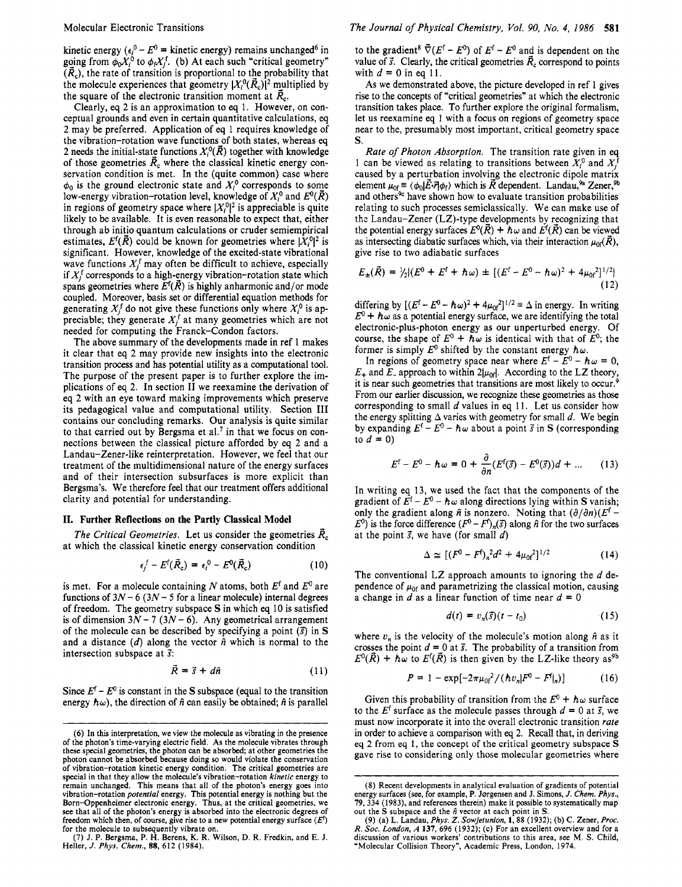kinetic energy ($\epsilon_i^0 - E^0$ = kinetic energy) remains unchanged[6] in going from $\phi_0 X_i^0$ to $\phi_f X_j^f$. (b) At each such "critical geometry" ($\vec{R}_c$), the rate of transition is proportional to the probability that the molecule experiences that geometry $|X_i^0(\vec{R}_c)|^2$ multiplied by the square of the electronic transition moment at $\vec{R}_c$.

Clearly, eq 2 is an approximation to eq 1. However, on conceptual grounds and even in certain quantitative calculations, eq 2 may be preferred. Application of eq 1 requires knowledge of the vibration–rotation wave functions of both states, whereas eq 2 needs the initial-state functions $X_i^0(\vec{R})$ together with knowledge of those geometries $\vec{R}_c$ where the classical kinetic energy conservation condition is met. In the (quite common) case where $\phi_0$ is the ground electronic state and $X_i^0$ corresponds to some low-energy vibration–rotation level, knowledge of $X_i^0$ and $E^0(\vec{R})$ in regions of geometry space where $|X_i^0|^2$ is appreciable is quite likely to be available. It is even reasonable to expect that, either through ab initio quantum calculations or cruder semiempirical estimates, $E^f(\vec{R})$ could be known for geometries where $|X_i^0|^2$ is significant. However, knowledge of the excited-state vibrational wave functions $X_j^f$ may often be difficult to achieve, especially if $X_j^f$ corresponds to a high-energy vibration–rotation state which spans geometries where $E^f(\vec{R})$ is highly anharmonic and/or mode coupled. Moreover, basis set or differential equation methods for generating $X_j^f$ do not give these functions only where $X_i^0$ is appreciable; they generate $X_j^f$ at many geometries which are not needed for computing the Franck–Condon factors.

The above summary of the developments made in ref 1 makes it clear that eq 2 may provide new insights into the electronic transition process and has potential utility as a computational tool. The purpose of the present paper is to further explore the implications of eq 2. In section II we reexamine the derivation of eq 2 with an eye toward making improvements which preserve its pedagogical value and computational utility. Section III contains our concluding remarks. Our analysis is quite similar to that carried out by Bergsma et al.[7] in that we focus on connections between the classical picture afforded by eq 2 and a Landau–Zener-like reinterpretation. However, we feel that our treatment of the multidimensional nature of the energy surfaces and of their intersection subsurfaces is more explicit than Bergsma's. We therefore feel that our treatment offers additional clarity and potential for understanding.

## II. Further Reflections on the Partly Classical Model

*The Critical Geometries.* Let us consider the geometries $\vec{R}_c$ at which the classical kinetic energy conservation condition

$$\epsilon_j^f - E^f(\vec{R}_c) = \epsilon_i^0 - E^0(\vec{R}_c) \tag{10}$$

is met. For a molecule containing $N$ atoms, both $E^f$ and $E^0$ are functions of $3N - 6$ ($3N - 5$ for a linear molecule) internal degrees of freedom. The geometry subspace S in which eq 10 is satisfied is of dimension $3N - 7$ ($3N - 6$). Any geometrical arrangement of the molecule can be described by specifying a point ($\vec{s}$) in S and a distance ($d$) along the vector $\hat{n}$ which is normal to the intersection subspace at $\vec{s}$:

$$\vec{R} = \vec{s} + d\hat{n} \tag{11}$$

Since $E^f - E^0$ is constant in the S subspace (equal to the transition energy $\hbar\omega$), the direction of $\hat{n}$ can easily be obtained; $\hat{n}$ is parallel to the gradient[8] $\vec{\nabla}(E^f - E^0)$ of $E^f - E^0$ and is dependent on the value of $\vec{s}$. Clearly, the critical geometries $\vec{R}_c$ correspond to points with $d = 0$ in eq 11.

As we demonstrated above, the picture developed in ref 1 gives rise to the concepts of "critical geometries" at which the electronic transition takes place. To further explore the original formalism, let us reexamine eq 1 with a focus on regions of geometry space near to the, presumably most important, critical geometry space S.

*Rate of Photon Absorption.* The transition rate given in eq 1 can be viewed as relating to transitions between $X_i^0$ and $X_j^f$ caused by a perturbation involving the electronic dipole matrix element $\mu_{0f} \equiv \langle\phi_0|\vec{E}\cdot\vec{r}|\phi_f\rangle$ which is $\vec{R}$ dependent. Landau,[9a] Zener,[9b] and others[9c] have shown how to evaluate transition probabilities relating to such processes semiclassically. We can make use of the Landau–Zener (LZ)-type developments by recognizing that the potential energy surfaces $E^0(\vec{R}) + \hbar\omega$ and $E^f(\vec{R})$ can be viewed as intersecting diabatic surfaces which, via their interaction $\mu_{0f}(\vec{R})$, give rise to two adiabatic surfaces

$$E_\pm(\vec{R}) = \tfrac{1}{2}\{(E^0 + E^f + \hbar\omega) \pm [(E^f - E^0 - \hbar\omega)^2 + 4\mu_{0f}^2]^{1/2}\} \tag{12}$$

differing by $[(E^f - E^0 - \hbar\omega)^2 + 4\mu_{0f}^2]^{1/2} \equiv \Delta$ in energy. In writing $E^0 + \hbar\omega$ as a potential energy surface, we are identifying the total electronic-plus-photon energy as our unperturbed energy. Of course, the shape of $E^0 + \hbar\omega$ is identical with that of $E^0$; the former is simply $E^0$ shifted by the constant energy $\hbar\omega$.

In regions of geometry space near where $E^f - E^0 - \hbar\omega = 0$, $E_+$ and $E_-$ approach to within $2|\mu_{0f}|$. According to the LZ theory, it is near such geometries that transitions are most likely to occur.[9] From our earlier discussion, we recognize these geometries as those corresponding to small $d$ values in eq 11. Let us consider how the energy splitting $\Delta$ varies with geometry for small $d$. We begin by expanding $E^f - E^0 - \hbar\omega$ about a point $\vec{s}$ in S (corresponding to $d = 0$)

$$E^f - E^0 - \hbar\omega = 0 + \frac{\partial}{\partial n}(E^f(\vec{s}) - E^0(\vec{s}))d + ... \tag{13}$$

In writing eq 13, we used the fact that the components of the gradient of $E^f - E^0 - \hbar\omega$ along directions lying within S vanish; only the gradient along $\hat{n}$ is nonzero. Noting that $(\partial/\partial n)(E^f - E^0)$ is the force difference $(F^0 - F^f)_n(\vec{s})$ along $\hat{n}$ for the two surfaces at the point $\vec{s}$, we have (for small $d$)

$$\Delta \simeq [(F^0 - F^f)_n^2 d^2 + 4\mu_{0f}^2]^{1/2} \tag{14}$$

The conventional LZ approach amounts to ignoring the $d$ dependence of $\mu_{0f}$ and parametrizing the classical motion, causing a change in $d$ as a linear function of time near $d = 0$

$$d(t) = v_n(\vec{s})(t - t_0) \tag{15}$$

where $v_n$ is the velocity of the molecule's motion along $\hat{n}$ as it crosses the point $d = 0$ at $\vec{s}$. The probability of a transition from $E^0(\vec{R}) + \hbar\omega$ to $E^f(\vec{R})$ is then given by the LZ-like theory as[9b]

$$P = 1 - \exp[-2\pi\mu_{0f}^2/(\hbar v_n|F^0 - F^f|_n)] \tag{16}$$

Given this probability of transition from the $E^0 + \hbar\omega$ surface to the $E^f$ surface as the molecule passes through $d = 0$ at $\vec{s}$, we must now incorporate it into the overall electronic transition *rate* in order to achieve a comparison with eq 2. Recall that, in deriving eq 2 from eq 1, the concept of the critical geometry subspace S gave rise to considering only those molecular geometries where

---

(6) In this interpretation, we view the molecule as vibrating in the presence of the photon's time-varying electric field. As the molecule vibrates through these special geometries, the photon can be absorbed; at other geometries the photon cannot be absorbed because doing so would violate the conservation of vibration–rotation kinetic energy condition. The critical geometries are special in that they allow the molecule's vibration–rotation *kinetic* energy to remain unchanged. This means that all of the photon's energy goes into vibration–rotation *potential* energy. This potential energy is nothing but the Born–Oppenheimer electronic energy. Thus, at the critical geometries, we see that all of the photon's energy is absorbed into the electronic degrees of freedom which then, of course, give rise to a new potential energy surface ($E^f$) for the molecule to subsequently vibrate on.

(7) J. P. Bergsma, P. H. Berens, K. R. Wilson, D. R. Fredkin, and E. J. Heller, *J. Phys. Chem.*, **88**, 612 (1984).

(8) Recent developments in analytical evaluation of gradients of potential energy surfaces (see, for example, P. Jørgensen and J. Simons, *J. Chem. Phys.*, **79**, 334 (1983), and references therein) make it possible to systematically map out the S subspace and the $\hat{n}$ vector at each point in S.

(9) (a) L. Landau, *Phys. Z. Sowjetunion*, **1**, 88 (1932); (b) C. Zener, *Proc. R. Soc. London, A* **137**, 696 (1932); (c) For an excellent overview and for a discussion of various workers' contributions to this area, see M. S. Child, "Molecular Collision Theory", Academic Press, London, 1974.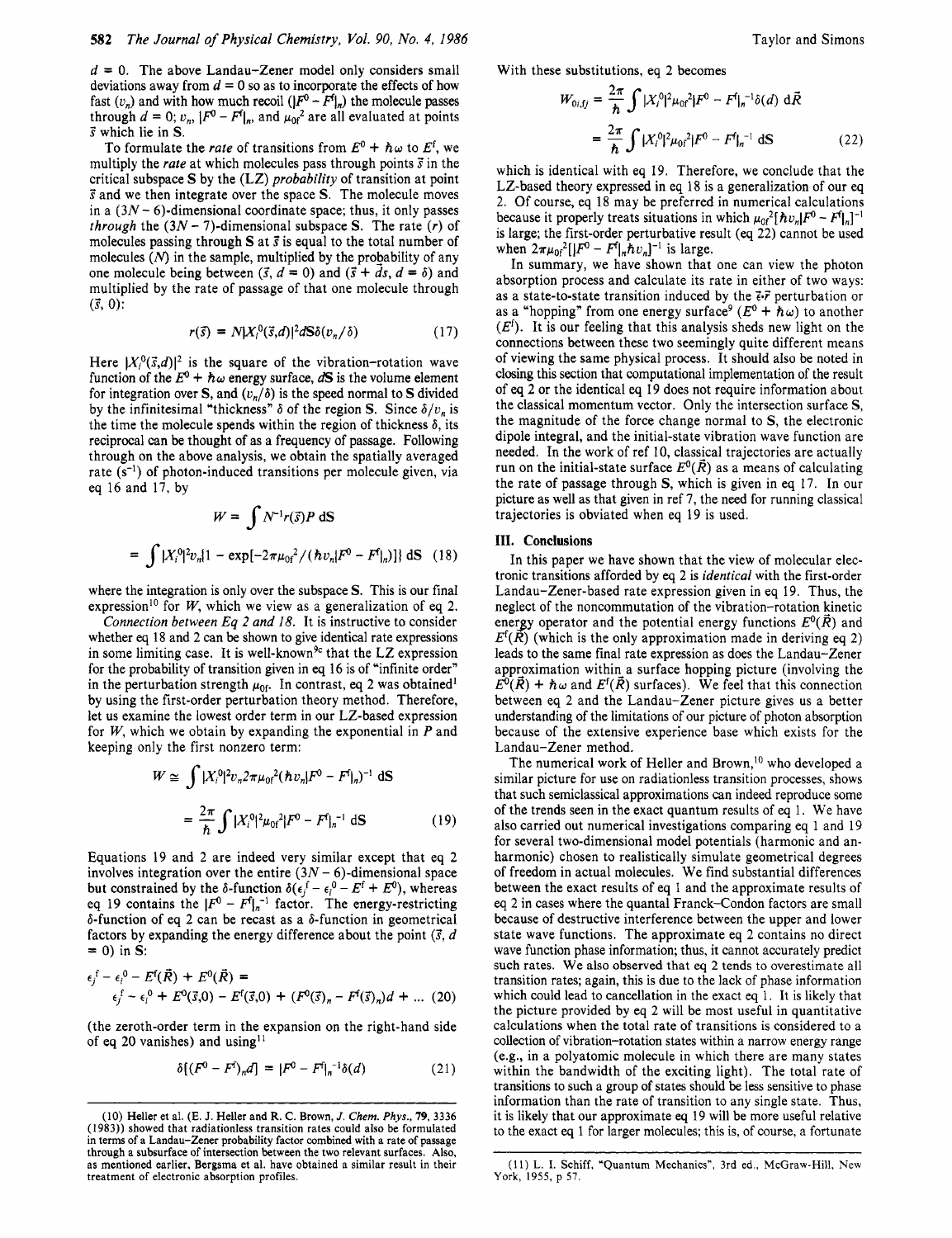$d = 0$. The above Landau–Zener model only considers small deviations away from $d = 0$ so as to incorporate the effects of how fast ($v_n$) and with how much recoil ($|F^0 - F^f|_n$) the molecule passes through $d = 0$; $v_n$, $|F^0 - F^f|_n$, and $\mu_{0f}^2$ are all evaluated at points $\vec{s}$ which lie in S.

To formulate the *rate* of transitions from $E^0 + \hbar\omega$ to $E^f$, we multiply the *rate* at which molecules pass through points $\vec{s}$ in the critical subspace S by the (LZ) *probability* of transition at point $\vec{s}$ and we then integrate over the space S. The molecule moves in a $(3N - 6)$-dimensional coordinate space; thus, it only passes *through* the $(3N - 7)$-dimensional subspace S. The rate ($r$) of molecules passing through S at $\vec{s}$ is equal to the total number of molecules ($N$) in the sample, multiplied by the probability of any one molecule being between ($\vec{s}$, $d = 0$) and ($\vec{s} + d\vec{s}$, $d = \delta$) and multiplied by the rate of passage of that one molecule through ($\vec{s}$, 0):

$$r(\vec{s}) = N|X_i^0(\vec{s},d)|^2 d\mathbf{S}\delta(v_n/\delta) \tag{17}$$

Here $|X_i^0(\vec{s},d)|^2$ is the square of the vibration-rotation wave function of the $E^0 + \hbar\omega$ energy surface, $d\mathbf{S}$ is the volume element for integration over S, and $(v_n/\delta)$ is the speed normal to S divided by the infinitesimal "thickness" $\delta$ of the region S. Since $\delta/v_n$ is the time the molecule spends within the region of thickness $\delta$, its reciprocal can be thought of as a frequency of passage. Following through on the above analysis, we obtain the spatially averaged rate ($s^{-1}$) of photon-induced transitions per molecule given, via eq 16 and 17, by

$$W = \int N^{-1} r(\vec{s}) P \, d\mathbf{S}$$

$$= \int |X_i^0|^2 v_n \{1 - \exp[-2\pi\mu_{0f}^2/(\hbar v_n |F^0 - F^f|_n)]\} \, d\mathbf{S} \tag{18}$$

where the integration is only over the subspace S. This is our final expression[10] for $W$, which we view as a generalization of eq 2.

*Connection between Eq 2 and 18.* It is instructive to consider whether eq 18 and 2 can be shown to give identical rate expressions in some limiting case. It is well-known[9c] that the LZ expression for the probability of transition given in eq 16 is of "infinite order" in the perturbation strength $\mu_{0f}$. In contrast, eq 2 was obtained[1] by using the first-order perturbation theory method. Therefore, let us examine the lowest order term in our LZ-based expression for $W$, which we obtain by expanding the exponential in $P$ and keeping only the first nonzero term:

$$W \cong \int |X_i^0|^2 v_n 2\pi\mu_{0f}^2 (\hbar v_n |F^0 - F^f|_n)^{-1} \, d\mathbf{S}$$

$$= \frac{2\pi}{\hbar} \int |X_i^0|^2 \mu_{0f}^2 |F^0 - F^f|_n^{-1} \, d\mathbf{S} \tag{19}$$

Equations 19 and 2 are indeed very similar except that eq 2 involves integration over the entire $(3N - 6)$-dimensional space but constrained by the $\delta$-function $\delta(\epsilon_j^f - \epsilon_i^0 - E^f + E^0)$, whereas eq 19 contains the $|F^0 - F^f|_n^{-1}$ factor. The energy-restricting $\delta$-function of eq 2 can be recast as a $\delta$-function in geometrical factors by expanding the energy difference about the point ($\vec{s}$, $d = 0$) in S:

$$\epsilon_j^f - \epsilon_i^0 - E^f(\vec{R}) + E^0(\vec{R}) =$$
$$\epsilon_j^f - \epsilon_i^0 + E^0(\vec{s},0) - E^f(\vec{s},0) + (F^0(\vec{s})_n - F^f(\vec{s})_n)d + ... \tag{20}$$

(the zeroth-order term in the expansion on the right-hand side of eq 20 vanishes) and using[11]

$$\delta[(F^0 - F^f)_n d] = |F^0 - F^f|_n^{-1} \delta(d) \tag{21}$$

With these substitutions, eq 2 becomes

$$W_{0i,fj} = \frac{2\pi}{\hbar} \int |X_i^0|^2 \mu_{0f}^2 |F^0 - F^f|_n^{-1} \delta(d) \, d\vec{R}$$

$$= \frac{2\pi}{\hbar} \int |X_i^0|^2 \mu_{0f}^2 |F^0 - F^f|_n^{-1} \, d\mathbf{S} \tag{22}$$

which is identical with eq 19. Therefore, we conclude that the LZ-based theory expressed in eq 18 is a generalization of our eq 2. Of course, eq 18 may be preferred in numerical calculations because it properly treats situations in which $\mu_{0f}^2[\hbar v_n |F^0 - F^f|_n]^{-1}$ is large; the first-order perturbative result (eq 22) cannot be used when $2\pi\mu_{0f}^2[|F^0 - F^f|_n \hbar v_n]^{-1}$ is large.

In summary, we have shown that one can view the photon absorption process and calculate its rate in either of two ways: as a state-to-state transition induced by the $\vec{\epsilon}\cdot\vec{r}$ perturbation or as a "hopping" from one energy surface[9] ($E^0 + \hbar\omega$) to another ($E^f$). It is our feeling that this analysis sheds new light on the connections between these two seemingly quite different means of viewing the same physical process. It should also be noted in closing this section that computational implementation of the result of eq 2 or the identical eq 19 does not require information about the classical momentum vector. Only the intersection surface S, the magnitude of the force change normal to S, the electronic dipole integral, and the initial-state vibration wave function are needed. In the work of ref 10, classical trajectories are actually run on the initial-state surface $E^0(\vec{R})$ as a means of calculating the rate of passage through S, which is given in eq 17. In our picture as well as that given in ref 7, the need for running classical trajectories is obviated when eq 19 is used.

## III. Conclusions

In this paper we have shown that the view of molecular electronic transitions afforded by eq 2 is *identical* with the first-order Landau–Zener-based rate expression given in eq 19. Thus, the neglect of the noncommutation of the vibration-rotation kinetic energy operator and the potential energy functions $E^0(\vec{R})$ and $E^f(\vec{R})$ (which is the only approximation made in deriving eq 2) leads to the same final rate expression as does the Landau–Zener approximation within a surface hopping picture (involving the $E^0(\vec{R}) + \hbar\omega$ and $E^f(\vec{R})$ surfaces). We feel that this connection between eq 2 and the Landau–Zener picture gives us a better understanding of the limitations of our picture of photon absorption because of the extensive experience base which exists for the Landau–Zener method.

The numerical work of Heller and Brown,[10] who developed a similar picture for use on radiationless transition processes, shows that such semiclassical approximations can indeed reproduce some of the trends seen in the exact quantum results of eq 1. We have also carried out numerical investigations comparing eq 1 and 19 for several two-dimensional model potentials (harmonic and anharmonic) chosen to realistically simulate geometrical degrees of freedom in actual molecules. We find substantial differences between the exact results of eq 1 and the approximate results of eq 2 in cases where the quantal Franck–Condon factors are small because of destructive interference between the upper and lower state wave functions. The approximate eq 2 contains no direct wave function phase information; thus, it cannot accurately predict such rates. We also observed that eq 2 tends to overestimate all transition rates; again, this is due to the lack of phase information which could lead to cancellation in the exact eq 1. It is likely that the picture provided by eq 2 will be most useful in quantitative calculations when the total rate of transitions is considered to a collection of vibration-rotation states within a narrow energy range (e.g., in a polyatomic molecule in which there are many states within the bandwidth of the exciting light). The total rate of transitions to such a group of states should be less sensitive to phase information than the rate of transition to any single state. Thus, it is likely that our approximate eq 19 will be more useful relative to the exact eq 1 for larger molecules; this is, of course, a fortunate

(10) Heller et al. (E. J. Heller and R. C. Brown, *J. Chem. Phys.*, **79**, 3336 (1983)) showed that radiationless transition rates could also be formulated in terms of a Landau–Zener probability factor combined with a rate of passage through a subsurface of intersection between the two relevant surfaces. Also, as mentioned earlier, Bergsma et al. have obtained a similar result in their treatment of electronic absorption profiles.

(11) L. I. Schiff, "Quantum Mechanics", 3rd ed., McGraw-Hill, New York, 1955, p 57.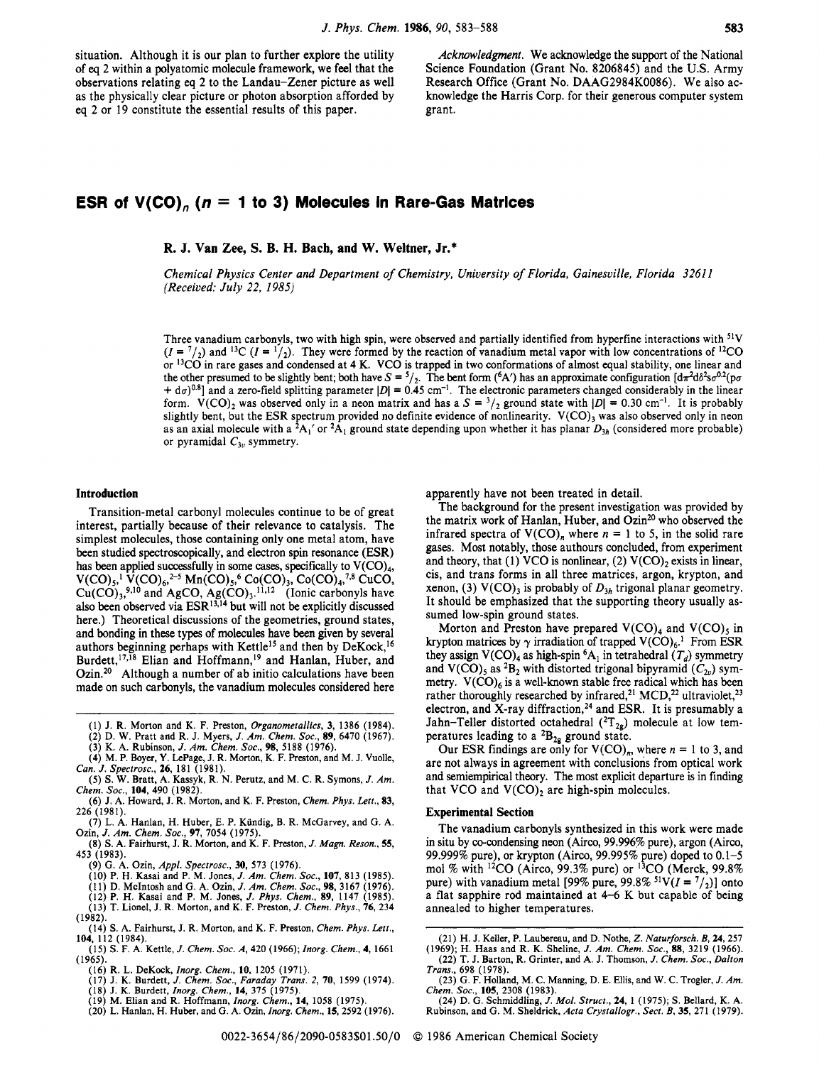situation. Although it is our plan to further explore the utility of eq 2 within a polyatomic molecule framework, we feel that the observations relating eq 2 to the Landau–Zener picture as well as the physically clear picture or photon absorption afforded by eq 2 or 19 constitute the essential results of this paper.

*Acknowledgment.* We acknowledge the support of the National Science Foundation (Grant No. 8206845) and the U.S. Army Research Office (Grant No. DAAG2984K0086). We also acknowledge the Harris Corp. for their generous computer system grant.

# ESR of $V(CO)_n$ ($n$ = 1 to 3) Molecules in Rare-Gas Matrices

**R. J. Van Zee, S. B. H. Bach, and W. Weltner, Jr.***

*Chemical Physics Center and Department of Chemistry, University of Florida, Gainesville, Florida 32611 (Received: July 22, 1985)*

Three vanadium carbonyls, two with high spin, were observed and partially identified from hyperfine interactions with $^{51}V$ ($I = {}^7/_2$) and $^{13}C$ ($I = {}^1/_2$). They were formed by the reaction of vanadium metal vapor with low concentrations of $^{12}CO$ or $^{13}CO$ in rare gases and condensed at 4 K. VCO is trapped in two conformations of almost equal stability, one linear and the other presumed to be slightly bent; both have $S = {}^5/_2$. The bent form ($^6A'$) has an approximate configuration $[d\pi^2 d\delta^2 s\sigma^{0.2}(p\sigma + d\sigma)^{0.8}]$ and a zero-field splitting parameter $|D| = 0.45$ cm$^{-1}$. The electronic parameters changed considerably in the linear form. $V(CO)_2$ was observed only in a neon matrix and has a $S = {}^3/_2$ ground state with $|D| = 0.30$ cm$^{-1}$. It is probably slightly bent, but the ESR spectrum provided no definite evidence of nonlinearity. $V(CO)_3$ was also observed only in neon as an axial molecule with a $^2A_1'$ or $^2A_1$ ground state depending upon whether it has planar $D_{3h}$ (considered more probable) or pyramidal $C_{3v}$ symmetry.

## Introduction

Transition-metal carbonyl molecules continue to be of great interest, partially because of their relevance to catalysis. The simplest molecules, those containing only one metal atom, have been studied spectroscopically, and electron spin resonance (ESR) has been applied successfully in some cases, specifically to $V(CO)_4$, $V(CO)_5$,[1] $V(CO)_6$,[2-5] $Mn(CO)_5$,[6] $Co(CO)_3$, $Co(CO)_4$,[7,8] CuCO, $Cu(CO)_3$,[9,10] and AgCO, $Ag(CO)_3$.[11,12] (Ionic carbonyls have also been observed via ESR[13,14] but will not be explicitly discussed here.) Theoretical discussions of the geometries, ground states, and bonding in these types of molecules have been given by several authors beginning perhaps with Kettle[15] and then by DeKock,[16] Burdett,[17,18] Elian and Hoffmann,[19] and Hanlan, Huber, and Ozin.[20] Although a number of ab initio calculations have been made on such carbonyls, the vanadium molecules considered here apparently have not been treated in detail.

The background for the present investigation was provided by the matrix work of Hanlan, Huber, and Ozin[20] who observed the infrared spectra of $V(CO)_n$, where $n$ = 1 to 5, in the solid rare gases. Most notably, those authours concluded, from experiment and theory, that (1) VCO is nonlinear, (2) $V(CO)_2$ exists in linear, cis, and trans forms in all three matrices, argon, krypton, and xenon, (3) $V(CO)_3$ is probably of $D_{3h}$ trigonal planar geometry. It should be emphasized that the supporting theory usually assumed low-spin ground states.

Morton and Preston have prepared $V(CO)_4$ and $V(CO)_5$ in krypton matrices by $\gamma$ irradiation of trapped $V(CO)_6$.[1] From ESR they assign $V(CO)_4$ as high-spin $^6A_1$ in tetrahedral ($T_d$) symmetry and $V(CO)_5$ as $^2B_2$ with distorted trigonal bipyramid ($C_{2v}$) symmetry. $V(CO)_6$ is a well-known stable free radical which has been rather thoroughly researched by infrared,[21] MCD,[22] ultraviolet,[23] electron, and X-ray diffraction,[24] and ESR. It is presumably a Jahn–Teller distorted octahedral ($^2T_{2g}$) molecule at low temperatures leading to a $^2B_{2g}$ ground state.

Our ESR findings are only for $V(CO)_n$, where $n$ = 1 to 3, and are not always in agreement with conclusions from optical work and semiempirical theory. The most explicit departure is in finding that VCO and $V(CO)_2$ are high-spin molecules.

## Experimental Section

The vanadium carbonyls synthesized in this work were made in situ by co-condensing neon (Airco, 99.996% pure), argon (Airco, 99.999% pure), or krypton (Airco, 99.995% pure) doped to 0.1–5 mol % with $^{12}CO$ (Airco, 99.3% pure) or $^{13}CO$ (Merck, 99.8% pure) with vanadium metal [99% pure, 99.8% $^{51}V$($I = {}^7/_2$)] onto a flat sapphire rod maintained at 4–6 K but capable of being annealed to higher temperatures.

(1) J. R. Morton and K. F. Preston, *Organometallics*, **3**, 1386 (1984).
(2) D. W. Pratt and R. J. Myers, *J. Am. Chem. Soc.*, **89**, 6470 (1967).
(3) K. A. Rubinson, *J. Am. Chem. Soc.*, **98**, 5188 (1976).
(4) M. P. Boyer, Y. LePage, J. R. Morton, K. F. Preston, and M. J. Vuolle, *Can. J. Spectrosc.*, **26**, 181 (1981).
(5) S. W. Bratt, A. Kassyk, R. N. Perutz, and M. C. R. Symons, *J. Am. Chem. Soc.*, **104**, 490 (1982).
(6) J. A. Howard, J. R. Morton, and K. F. Preston, *Chem. Phys. Lett.*, **83**, 226 (1981).
(7) L. A. Hanlan, H. Huber, E. P. Kündig, B. R. McGarvey, and G. A. Ozin, *J. Am. Chem. Soc.*, **97**, 7054 (1975).
(8) S. A. Fairhurst, J. R. Morton, and K. F. Preston, *J. Magn. Reson.*, **55**, 453 (1983).
(9) G. A. Ozin, *Appl. Spectrosc.*, **30**, 573 (1976).
(10) P. H. Kasai and P. M. Jones, *J. Am. Chem. Soc.*, **107**, 813 (1985).
(11) D. McIntosh and G. A. Ozin, *J. Am. Chem. Soc.*, **98**, 3167 (1976).
(12) P. H. Kasai and P. M. Jones, *J. Phys. Chem.*, **89**, 1147 (1985).
(13) T. Lionel, J. R. Morton, and K. F. Preston, *J. Chem. Phys.*, **76**, 234 (1982).
(14) S. A. Fairhurst, J. R. Morton, and K. F. Preston, *Chem. Phys. Lett.*, **104**, 112 (1984).
(15) S. F. A. Kettle, *J. Chem. Soc. A*, 420 (1966); *Inorg. Chem.*, **4**, 1661 (1965).
(16) R. L. DeKock, *Inorg. Chem.*, **10**, 1205 (1971).
(17) J. K. Burdett, *J. Chem. Soc., Faraday Trans. 2*, **70**, 1599 (1974).
(18) J. K. Burdett, *Inorg. Chem.*, **14**, 375 (1975).
(19) M. Elian and R. Hoffmann, *Inorg. Chem.*, **14**, 1058 (1975).
(20) L. Hanlan, H. Huber, and G. A. Ozin, *Inorg. Chem.*, **15**, 2592 (1976).
(21) H. J. Keller, P. Laubereau, and D. Nothe, *Z. Naturforsch. B*, **24**, 257 (1969); H. Haas and R. K. Sheline, *J. Am. Chem. Soc.*, **88**, 3219 (1966).
(22) T. J. Barton, R. Grinter, and A. J. Thomson, *J. Chem. Soc., Dalton Trans.*, 698 (1978).
(23) G. F. Holland, M. C. Manning, D. E. Ellis, and W. C. Trogler, *J. Am. Chem. Soc.*, **105**, 2308 (1983).
(24) D. G. Schmiddling, *J. Mol. Struct.*, **24**, 1 (1975); S. Bellard, K. A. Rubinson, and G. M. Sheldrick, *Acta Crystallogr., Sect. B*, **35**, 271 (1979).

0022-3654/86/2090-0583$01.50/0 © 1986 American Chemical Society